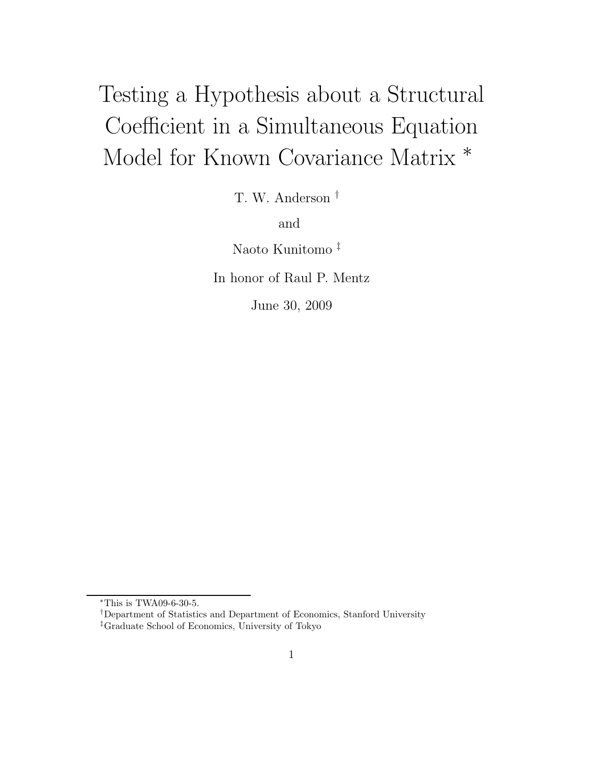# Testing a Hypothesis about a Structural Coefficient in a Simultaneous Equation Model for Known Covariance Matrix *

T. W. Anderson †

and

Naoto Kunitomo ‡

In honor of Raul P. Mentz

June 30, 2009

---

*This is TWA09-6-30-5.

†Department of Statistics and Department of Economics, Stanford University

‡Graduate School of Economics, University of Tokyo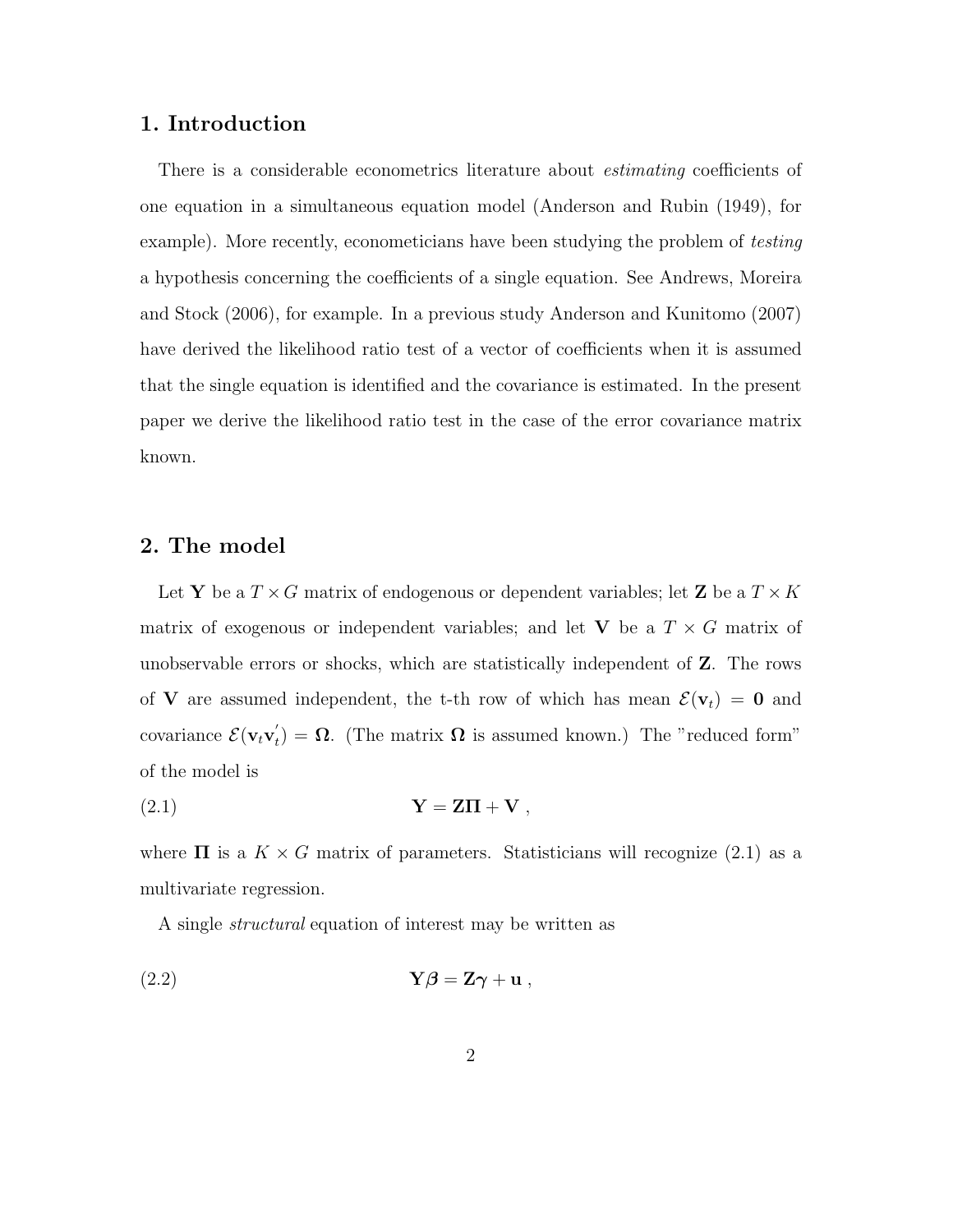## 1. Introduction

There is a considerable econometrics literature about *estimating* coefficients of one equation in a simultaneous equation model (Anderson and Rubin (1949), for example). More recently, econometicians have been studying the problem of *testing* a hypothesis concerning the coefficients of a single equation. See Andrews, Moreira and Stock (2006), for example. In a previous study Anderson and Kunitomo (2007) have derived the likelihood ratio test of a vector of coefficients when it is assumed that the single equation is identified and the covariance is estimated. In the present paper we derive the likelihood ratio test in the case of the error covariance matrix known.

## 2. The model

Let $\mathbf{Y}$ be a $T \times G$ matrix of endogenous or dependent variables; let $\mathbf{Z}$ be a $T \times K$ matrix of exogenous or independent variables; and let $\mathbf{V}$ be a $T \times G$ matrix of unobservable errors or shocks, which are statistically independent of $\mathbf{Z}$. The rows of $\mathbf{V}$ are assumed independent, the t-th row of which has mean $\mathcal{E}(\mathbf{v}_t) = \mathbf{0}$ and covariance $\mathcal{E}(\mathbf{v}_t \mathbf{v}_t^{'}) = \mathbf{\Omega}$. (The matrix $\mathbf{\Omega}$ is assumed known.) The "reduced form" of the model is

$$
\mathbf{Y} = \mathbf{Z}\mathbf{\Pi} + \mathbf{V} \ , \tag{2.1}
$$

where $\mathbf{\Pi}$ is a $K \times G$ matrix of parameters. Statisticians will recognize (2.1) as a multivariate regression.

A single *structural* equation of interest may be written as

$$
\mathbf{Y}\boldsymbol{\beta} = \mathbf{Z}\boldsymbol{\gamma} + \mathbf{u} \ , \tag{2.2}
$$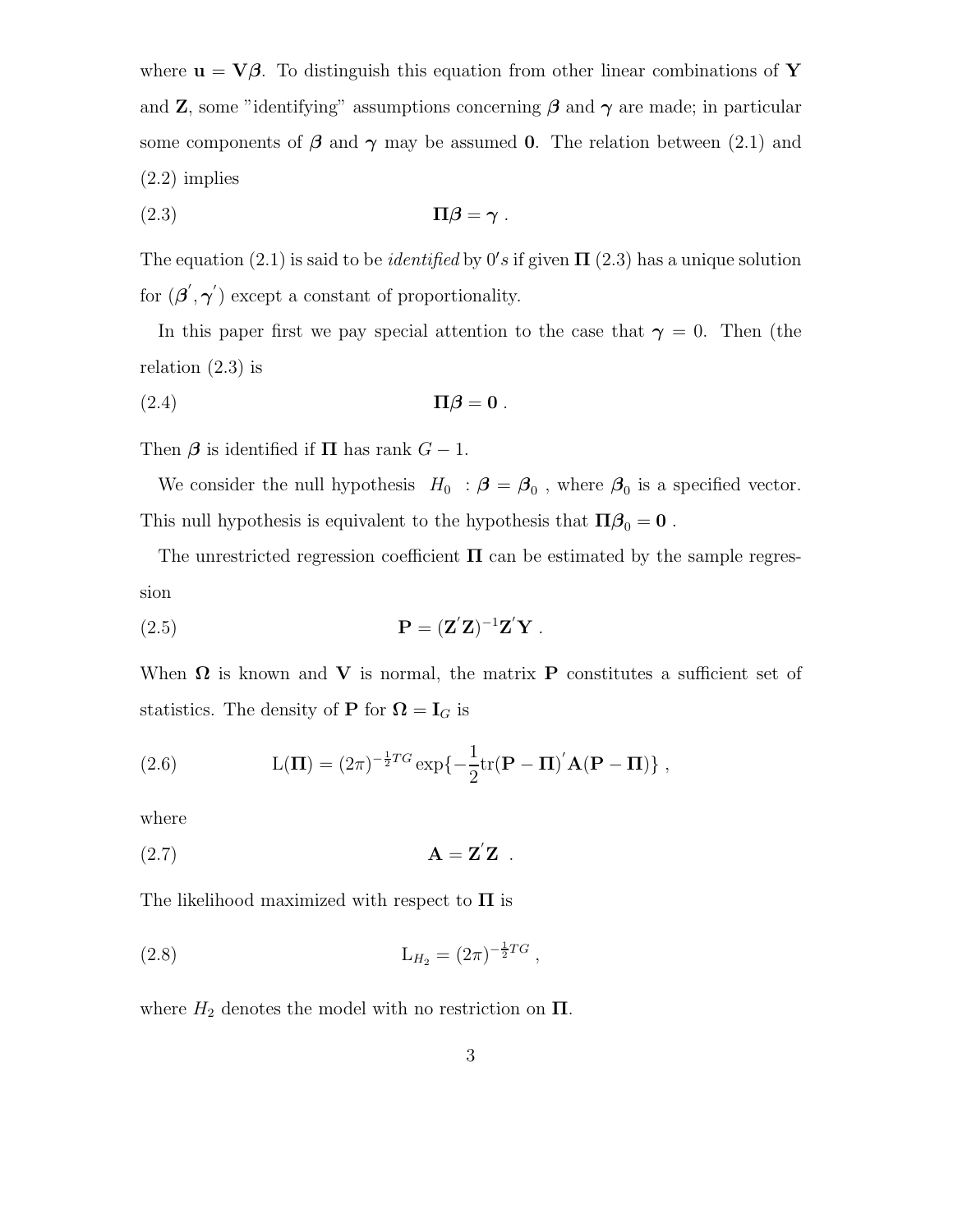where $\mathbf{u} = \mathbf{V}\boldsymbol{\beta}$. To distinguish this equation from other linear combinations of $\mathbf{Y}$ and $\mathbf{Z}$, some "identifying" assumptions concerning $\boldsymbol{\beta}$ and $\boldsymbol{\gamma}$ are made; in particular some components of $\boldsymbol{\beta}$ and $\boldsymbol{\gamma}$ may be assumed $\mathbf{0}$. The relation between (2.1) and (2.2) implies

$$\boldsymbol{\Pi}\boldsymbol{\beta} = \boldsymbol{\gamma} \ . \tag{2.3}$$

The equation (2.1) is said to be *identified* by $0's$ if given $\boldsymbol{\Pi}$ (2.3) has a unique solution for $(\boldsymbol{\beta}^{'}, \boldsymbol{\gamma}^{'})$ except a constant of proportionality.

In this paper first we pay special attention to the case that $\boldsymbol{\gamma} = 0$. Then (the relation (2.3) is

$$\boldsymbol{\Pi}\boldsymbol{\beta} = \mathbf{0} \ . \tag{2.4}$$

Then $\boldsymbol{\beta}$ is identified if $\boldsymbol{\Pi}$ has rank $G-1$.

We consider the null hypothesis $H_0 \ : \boldsymbol{\beta} = \boldsymbol{\beta}_0$ , where $\boldsymbol{\beta}_0$ is a specified vector. This null hypothesis is equivalent to the hypothesis that $\boldsymbol{\Pi}\boldsymbol{\beta}_0 = \mathbf{0}$ .

The unrestricted regression coefficient $\boldsymbol{\Pi}$ can be estimated by the sample regression

$$\mathbf{P} = (\mathbf{Z}^{'}\mathbf{Z})^{-1}\mathbf{Z}^{'}\mathbf{Y} \ . \tag{2.5}$$

When $\boldsymbol{\Omega}$ is known and $\mathbf{V}$ is normal, the matrix $\mathbf{P}$ constitutes a sufficient set of statistics. The density of $\mathbf{P}$ for $\boldsymbol{\Omega} = \mathbf{I}_G$ is

$$\mathrm{L}(\boldsymbol{\Pi}) = (2\pi)^{-\frac{1}{2}TG} \exp\{-\frac{1}{2}\mathrm{tr}(\mathbf{P} - \boldsymbol{\Pi})^{'}\mathbf{A}(\mathbf{P} - \boldsymbol{\Pi})\} \ , \tag{2.6}$$

where

$$\mathbf{A} = \mathbf{Z}^{'}\mathbf{Z} \ . \tag{2.7}$$

The likelihood maximized with respect to $\boldsymbol{\Pi}$ is

$$\mathrm{L}_{H_2} = (2\pi)^{-\frac{1}{2}TG} \ , \tag{2.8}$$

where $H_2$ denotes the model with no restriction on $\boldsymbol{\Pi}$.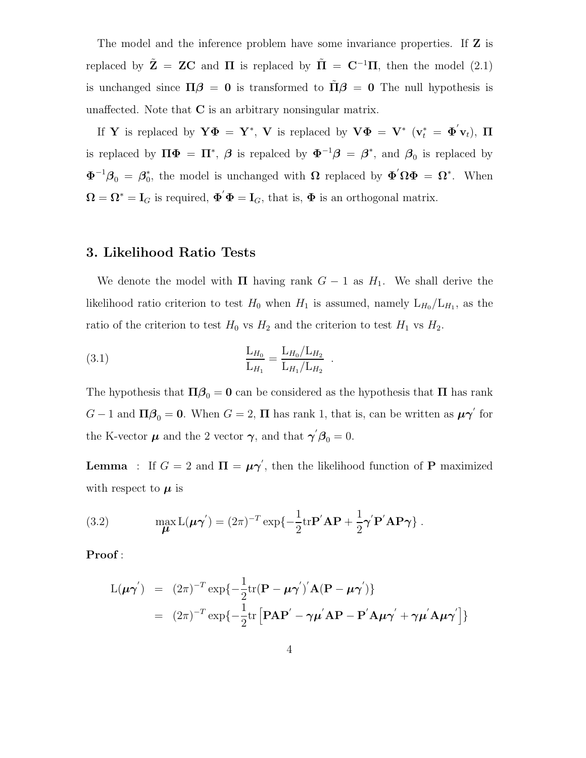The model and the inference problem have some invariance properties. If $\mathbf{Z}$ is replaced by $\tilde{\mathbf{Z}} = \mathbf{Z}\mathbf{C}$ and $\mathbf{\Pi}$ is replaced by $\tilde{\mathbf{\Pi}} = \mathbf{C}^{-1}\mathbf{\Pi}$, then the model (2.1) is unchanged since $\mathbf{\Pi}\boldsymbol{\beta} = \mathbf{0}$ is transformed to $\tilde{\mathbf{\Pi}}\boldsymbol{\beta} = \mathbf{0}$ The null hypothesis is unaffected. Note that $\mathbf{C}$ is an arbitrary nonsingular matrix.

If $\mathbf{Y}$ is replaced by $\mathbf{Y}\mathbf{\Phi} = \mathbf{Y}^*$, $\mathbf{V}$ is replaced by $\mathbf{V}\mathbf{\Phi} = \mathbf{V}^*$ ($\mathbf{v}_t^* = \mathbf{\Phi}^{'}\mathbf{v}_t$), $\mathbf{\Pi}$ is replaced by $\mathbf{\Pi}\mathbf{\Phi} = \mathbf{\Pi}^*$, $\boldsymbol{\beta}$ is repalced by $\mathbf{\Phi}^{-1}\boldsymbol{\beta} = \boldsymbol{\beta}^*$, and $\boldsymbol{\beta}_0$ is replaced by $\mathbf{\Phi}^{-1}\boldsymbol{\beta}_0 = \boldsymbol{\beta}_0^*$, the model is unchanged with $\mathbf{\Omega}$ replaced by $\mathbf{\Phi}^{'}\mathbf{\Omega}\mathbf{\Phi} = \mathbf{\Omega}^*$. When $\mathbf{\Omega} = \mathbf{\Omega}^* = \mathbf{I}_G$ is required, $\mathbf{\Phi}^{'}\mathbf{\Phi} = \mathbf{I}_G$, that is, $\mathbf{\Phi}$ is an orthogonal matrix.

## 3. Likelihood Ratio Tests

We denote the model with $\mathbf{\Pi}$ having rank $G-1$ as $H_1$. We shall derive the likelihood ratio criterion to test $H_0$ when $H_1$ is assumed, namely $\mathrm{L}_{H_0}/\mathrm{L}_{H_1}$, as the ratio of the criterion to test $H_0$ vs $H_2$ and the criterion to test $H_1$ vs $H_2$.

$$\frac{\mathrm{L}_{H_0}}{\mathrm{L}_{H_1}} = \frac{\mathrm{L}_{H_0}/\mathrm{L}_{H_2}}{\mathrm{L}_{H_1}/\mathrm{L}_{H_2}} \ . \tag{3.1}$$

The hypothesis that $\mathbf{\Pi}\boldsymbol{\beta}_0 = \mathbf{0}$ can be considered as the hypothesis that $\mathbf{\Pi}$ has rank $G-1$ and $\mathbf{\Pi}\boldsymbol{\beta}_0 = \mathbf{0}$. When $G = 2$, $\mathbf{\Pi}$ has rank 1, that is, can be written as $\boldsymbol{\mu}\boldsymbol{\gamma}^{'}$ for the K-vector $\boldsymbol{\mu}$ and the 2 vector $\boldsymbol{\gamma}$, and that $\boldsymbol{\gamma}^{'}\boldsymbol{\beta}_0 = 0$.

**Lemma** : If $G = 2$ and $\mathbf{\Pi} = \boldsymbol{\mu}\boldsymbol{\gamma}^{'}$, then the likelihood function of $\mathbf{P}$ maximized with respect to $\boldsymbol{\mu}$ is

$$\max_{\boldsymbol{\mu}} \mathrm{L}(\boldsymbol{\mu}\boldsymbol{\gamma}^{'}) = (2\pi)^{-T}\exp\{-\frac{1}{2}\mathrm{tr}\mathbf{P}^{'}\mathbf{A}\mathbf{P} + \frac{1}{2}\boldsymbol{\gamma}^{'}\mathbf{P}^{'}\mathbf{A}\mathbf{P}\boldsymbol{\gamma}\} \ . \tag{3.2}$$

**Proof** :

$$\begin{aligned}
\mathrm{L}(\boldsymbol{\mu}\boldsymbol{\gamma}^{'}) &= (2\pi)^{-T}\exp\{-\frac{1}{2}\mathrm{tr}(\mathbf{P}-\boldsymbol{\mu}\boldsymbol{\gamma}^{'})^{'}\mathbf{A}(\mathbf{P}-\boldsymbol{\mu}\boldsymbol{\gamma}^{'})\} \\
&= (2\pi)^{-T}\exp\{-\frac{1}{2}\mathrm{tr}\left[\mathbf{P}\mathbf{A}\mathbf{P}^{'} - \boldsymbol{\gamma}\boldsymbol{\mu}^{'}\mathbf{A}\mathbf{P} - \mathbf{P}^{'}\mathbf{A}\boldsymbol{\mu}\boldsymbol{\gamma}^{'} + \boldsymbol{\gamma}\boldsymbol{\mu}^{'}\mathbf{A}\boldsymbol{\mu}\boldsymbol{\gamma}^{'}\right]\}
\end{aligned}$$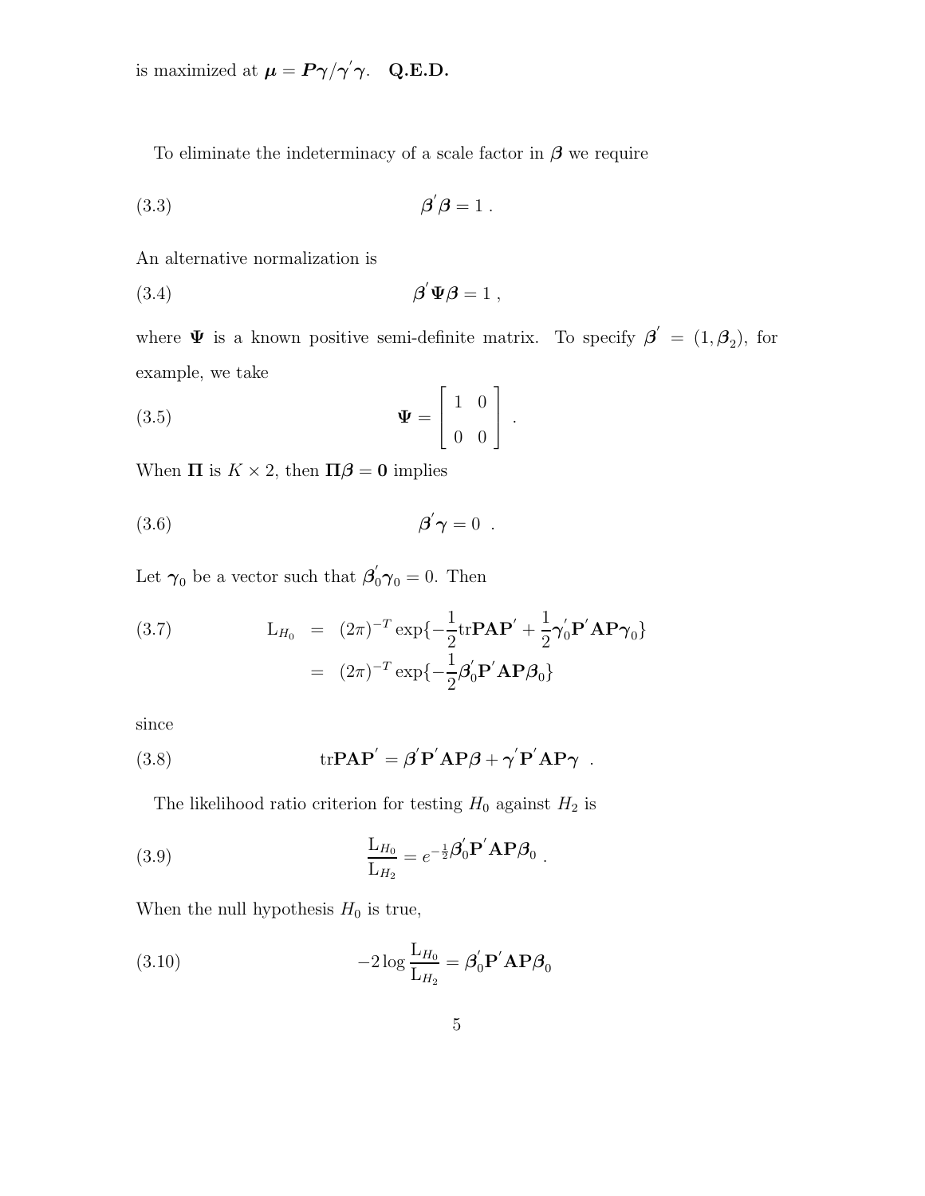is maximized at $\boldsymbol{\mu} = \boldsymbol{P}\boldsymbol{\gamma}/\boldsymbol{\gamma}'\boldsymbol{\gamma}$. **Q.E.D.**

To eliminate the indeterminacy of a scale factor in $\boldsymbol{\beta}$ we require

$$\boldsymbol{\beta}'\boldsymbol{\beta} = 1 \ . \tag{3.3}$$

An alternative normalization is

$$\boldsymbol{\beta}'\boldsymbol{\Psi}\boldsymbol{\beta} = 1 \ , \tag{3.4}$$

where $\boldsymbol{\Psi}$ is a known positive semi-definite matrix. To specify $\boldsymbol{\beta}' = (1, \boldsymbol{\beta}_2)$, for example, we take

$$\boldsymbol{\Psi} = \begin{bmatrix} 1 & 0 \\ 0 & 0 \end{bmatrix} \ . \tag{3.5}$$

When $\boldsymbol{\Pi}$ is $K \times 2$, then $\boldsymbol{\Pi}\boldsymbol{\beta} = \mathbf{0}$ implies

$$\boldsymbol{\beta}'\boldsymbol{\gamma} = 0 \ \ . \tag{3.6}$$

Let $\boldsymbol{\gamma}_0$ be a vector such that $\boldsymbol{\beta}_0'\boldsymbol{\gamma}_0 = 0$. Then

$$\begin{aligned} \mathrm{L}_{H_0} &= (2\pi)^{-T} \exp\{-\frac{1}{2}\mathrm{tr}\mathbf{P}\mathbf{A}\mathbf{P}' + \frac{1}{2}\boldsymbol{\gamma}_0'\mathbf{P}'\mathbf{A}\mathbf{P}\boldsymbol{\gamma}_0\} \\ &= (2\pi)^{-T} \exp\{-\frac{1}{2}\boldsymbol{\beta}_0'\mathbf{P}'\mathbf{A}\mathbf{P}\boldsymbol{\beta}_0\} \end{aligned} \tag{3.7}$$

since

$$\mathrm{tr}\mathbf{P}\mathbf{A}\mathbf{P}' = \boldsymbol{\beta}'\mathbf{P}'\mathbf{A}\mathbf{P}\boldsymbol{\beta} + \boldsymbol{\gamma}'\mathbf{P}'\mathbf{A}\mathbf{P}\boldsymbol{\gamma} \ \ . \tag{3.8}$$

The likelihood ratio criterion for testing $H_0$ against $H_2$ is

$$\frac{\mathrm{L}_{H_0}}{\mathrm{L}_{H_2}} = e^{-\frac{1}{2}\boldsymbol{\beta}_0'\mathbf{P}'\mathbf{A}\mathbf{P}\boldsymbol{\beta}_0} \ . \tag{3.9}$$

When the null hypothesis $H_0$ is true,

$$-2\log\frac{\mathrm{L}_{H_0}}{\mathrm{L}_{H_2}} = \boldsymbol{\beta}_0'\mathbf{P}'\mathbf{A}\mathbf{P}\boldsymbol{\beta}_0 \tag{3.10}$$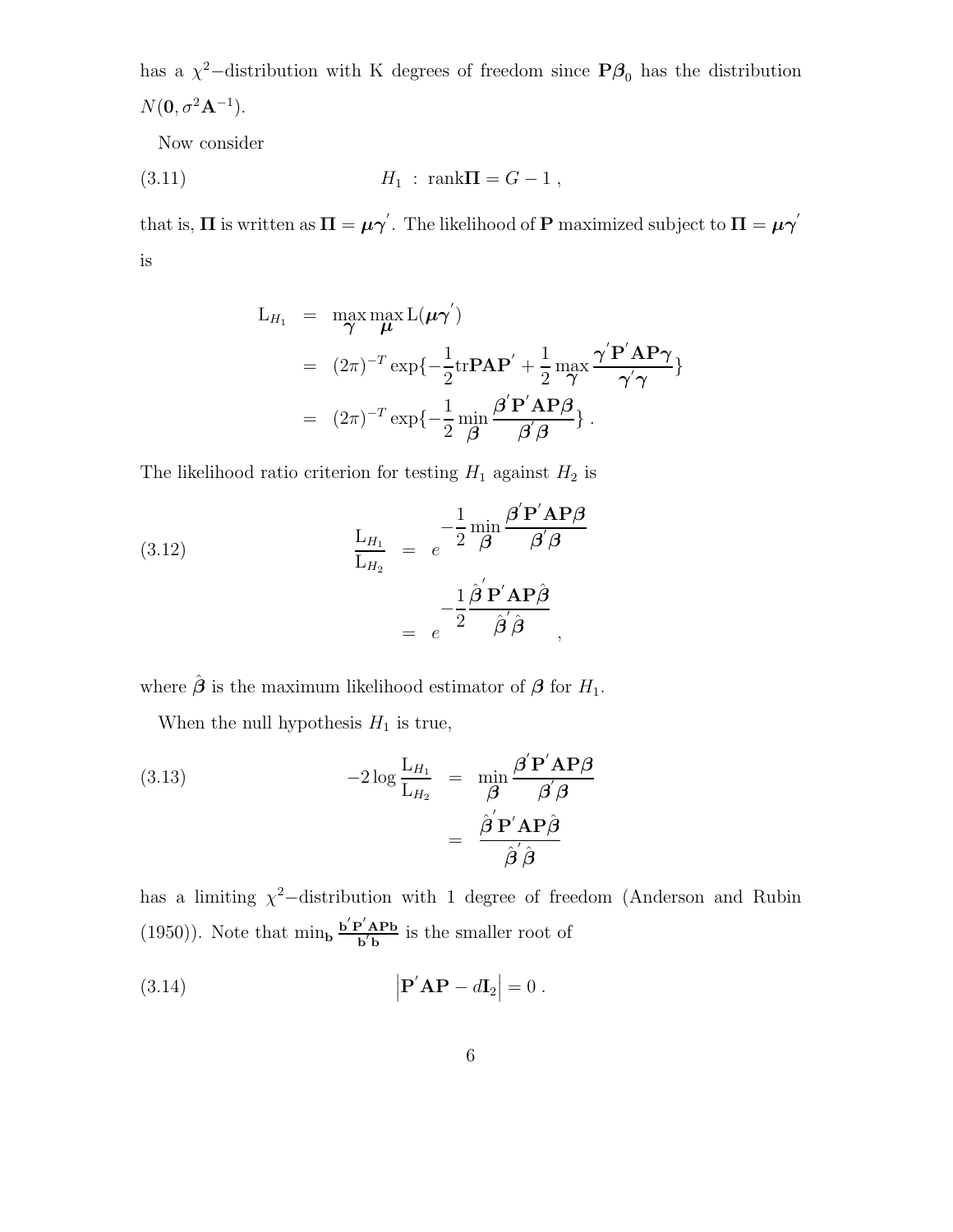has a $\chi^2$−distribution with K degrees of freedom since $\mathbf{P}\boldsymbol{\beta}_0$ has the distribution $N(\mathbf{0}, \sigma^2\mathbf{A}^{-1})$.

Now consider

$$H_1 \ : \ \text{rank}\boldsymbol{\Pi} = G - 1 \ , \tag{3.11}$$

that is, $\boldsymbol{\Pi}$ is written as $\boldsymbol{\Pi} = \boldsymbol{\mu}\boldsymbol{\gamma}'$. The likelihood of $\mathbf{P}$ maximized subject to $\boldsymbol{\Pi} = \boldsymbol{\mu}\boldsymbol{\gamma}'$ is

$$
\begin{aligned}
\mathrm{L}_{H_1} &= \max_{\boldsymbol{\gamma}} \max_{\boldsymbol{\mu}} \mathrm{L}(\boldsymbol{\mu}\boldsymbol{\gamma}') \\
&= (2\pi)^{-T} \exp\{-\frac{1}{2}\text{tr}\mathbf{P}\mathbf{A}\mathbf{P}' + \frac{1}{2}\max_{\boldsymbol{\gamma}} \frac{\boldsymbol{\gamma}'\mathbf{P}'\mathbf{A}\mathbf{P}\boldsymbol{\gamma}}{\boldsymbol{\gamma}'\boldsymbol{\gamma}}\} \\
&= (2\pi)^{-T} \exp\{-\frac{1}{2}\min_{\boldsymbol{\beta}} \frac{\boldsymbol{\beta}'\mathbf{P}'\mathbf{A}\mathbf{P}\boldsymbol{\beta}}{\boldsymbol{\beta}'\boldsymbol{\beta}}\} \ .
\end{aligned}
$$

The likelihood ratio criterion for testing $H_1$ against $H_2$ is

$$
\begin{aligned}
\frac{\mathrm{L}_{H_1}}{\mathrm{L}_{H_2}} &= e^{-\frac{1}{2}\min_{\boldsymbol{\beta}} \frac{\boldsymbol{\beta}'\mathbf{P}'\mathbf{A}\mathbf{P}\boldsymbol{\beta}}{\boldsymbol{\beta}'\boldsymbol{\beta}}} \\
&= e^{-\frac{1}{2}\frac{\hat{\boldsymbol{\beta}}'\mathbf{P}'\mathbf{A}\mathbf{P}\hat{\boldsymbol{\beta}}}{\hat{\boldsymbol{\beta}}'\hat{\boldsymbol{\beta}}}} \ ,
\end{aligned} \tag{3.12}
$$

where $\hat{\boldsymbol{\beta}}$ is the maximum likelihood estimator of $\boldsymbol{\beta}$ for $H_1$.

When the null hypothesis $H_1$ is true,

$$
\begin{aligned}
-2\log\frac{\mathrm{L}_{H_1}}{\mathrm{L}_{H_2}} &= \min_{\boldsymbol{\beta}} \frac{\boldsymbol{\beta}'\mathbf{P}'\mathbf{A}\mathbf{P}\boldsymbol{\beta}}{\boldsymbol{\beta}'\boldsymbol{\beta}} \\
&= \frac{\hat{\boldsymbol{\beta}}'\mathbf{P}'\mathbf{A}\mathbf{P}\hat{\boldsymbol{\beta}}}{\hat{\boldsymbol{\beta}}'\hat{\boldsymbol{\beta}}}
\end{aligned} \tag{3.13}
$$

has a limiting $\chi^2$−distribution with 1 degree of freedom (Anderson and Rubin (1950)). Note that $\min_{\mathbf{b}} \frac{\mathbf{b}'\mathbf{P}'\mathbf{A}\mathbf{P}\mathbf{b}}{\mathbf{b}'\mathbf{b}}$ is the smaller root of

$$\left|\mathbf{P}'\mathbf{A}\mathbf{P} - d\mathbf{I}_2\right| = 0 \ . \tag{3.14}$$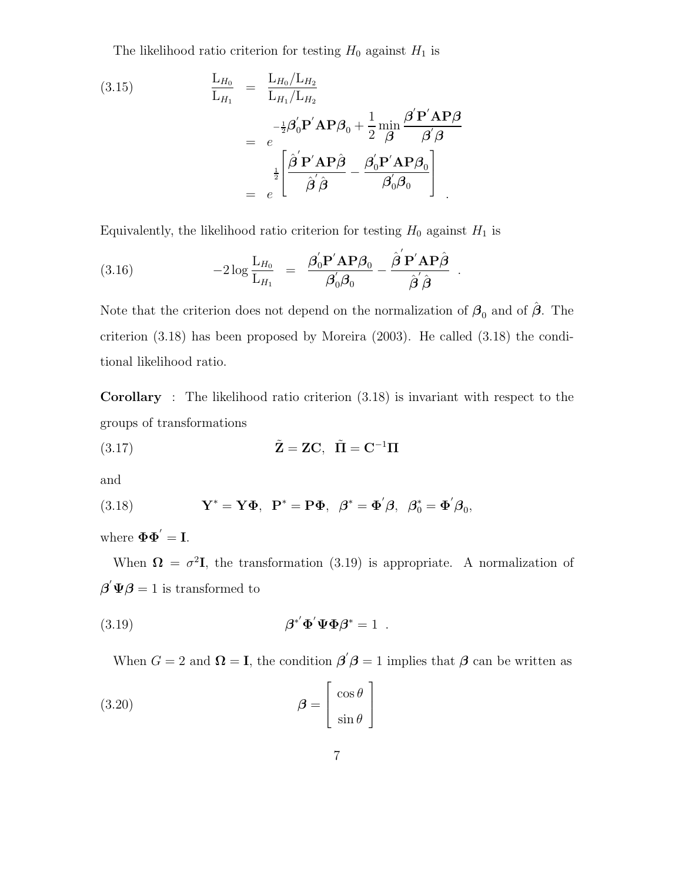The likelihood ratio criterion for testing $H_0$ against $H_1$ is

$$
\text{(3.15)} \qquad \frac{\mathrm{L}_{H_0}}{\mathrm{L}_{H_1}} = \frac{\mathrm{L}_{H_0}/\mathrm{L}_{H_2}}{\mathrm{L}_{H_1}/\mathrm{L}_{H_2}}
= e^{-\frac{1}{2}\boldsymbol{\beta}_0^{'}\mathbf{P}^{'}\mathbf{A}\mathbf{P}\boldsymbol{\beta}_0 + \frac{1}{2}\min\limits_{\boldsymbol{\beta}} \frac{\boldsymbol{\beta}^{'}\mathbf{P}^{'}\mathbf{A}\mathbf{P}\boldsymbol{\beta}}{\boldsymbol{\beta}^{'}\boldsymbol{\beta}}}
= e^{\frac{1}{2}\left[\frac{\hat{\boldsymbol{\beta}}^{'}\mathbf{P}^{'}\mathbf{A}\mathbf{P}\hat{\boldsymbol{\beta}}}{\hat{\boldsymbol{\beta}}^{'}\hat{\boldsymbol{\beta}}} - \frac{\boldsymbol{\beta}_0^{'}\mathbf{P}^{'}\mathbf{A}\mathbf{P}\boldsymbol{\beta}_0}{\boldsymbol{\beta}_0^{'}\boldsymbol{\beta}_0}\right]} .
$$

Equivalently, the likelihood ratio criterion for testing $H_0$ against $H_1$ is

$$
\text{(3.16)} \qquad -2\log\frac{\mathrm{L}_{H_0}}{\mathrm{L}_{H_1}} = \frac{\boldsymbol{\beta}_0^{'}\mathbf{P}^{'}\mathbf{A}\mathbf{P}\boldsymbol{\beta}_0}{\boldsymbol{\beta}_0^{'}\boldsymbol{\beta}_0} - \frac{\hat{\boldsymbol{\beta}}^{'}\mathbf{P}^{'}\mathbf{A}\mathbf{P}\hat{\boldsymbol{\beta}}}{\hat{\boldsymbol{\beta}}^{'}\hat{\boldsymbol{\beta}}} .
$$

Note that the criterion does not depend on the normalization of $\boldsymbol{\beta}_0$ and of $\hat{\boldsymbol{\beta}}$. The criterion (3.18) has been proposed by Moreira (2003). He called (3.18) the conditional likelihood ratio.

**Corollary** : The likelihood ratio criterion (3.18) is invariant with respect to the groups of transformations

$$
\text{(3.17)} \qquad \tilde{\mathbf{Z}} = \mathbf{Z}\mathbf{C}, \;\; \tilde{\mathbf{\Pi}} = \mathbf{C}^{-1}\mathbf{\Pi}
$$

and

$$
\text{(3.18)} \qquad \mathbf{Y}^{*} = \mathbf{Y}\mathbf{\Phi}, \;\; \mathbf{P}^{*} = \mathbf{P}\mathbf{\Phi}, \;\; \boldsymbol{\beta}^{*} = \mathbf{\Phi}^{'}\boldsymbol{\beta}, \;\; \boldsymbol{\beta}_0^{*} = \mathbf{\Phi}^{'}\boldsymbol{\beta}_0,
$$

where $\mathbf{\Phi}\mathbf{\Phi}^{'} = \mathbf{I}$.

When $\mathbf{\Omega} = \sigma^2\mathbf{I}$, the transformation (3.19) is appropriate. A normalization of $\boldsymbol{\beta}^{'}\mathbf{\Psi}\boldsymbol{\beta} = 1$ is transformed to

$$
\text{(3.19)} \qquad \boldsymbol{\beta}^{*'}\mathbf{\Phi}^{'}\mathbf{\Psi}\mathbf{\Phi}\boldsymbol{\beta}^{*} = 1 \;\; .
$$

When $G = 2$ and $\mathbf{\Omega} = \mathbf{I}$, the condition $\boldsymbol{\beta}^{'}\boldsymbol{\beta} = 1$ implies that $\boldsymbol{\beta}$ can be written as

$$
\text{(3.20)} \qquad \boldsymbol{\beta} = \begin{bmatrix} \cos\theta \\ \sin\theta \end{bmatrix}
$$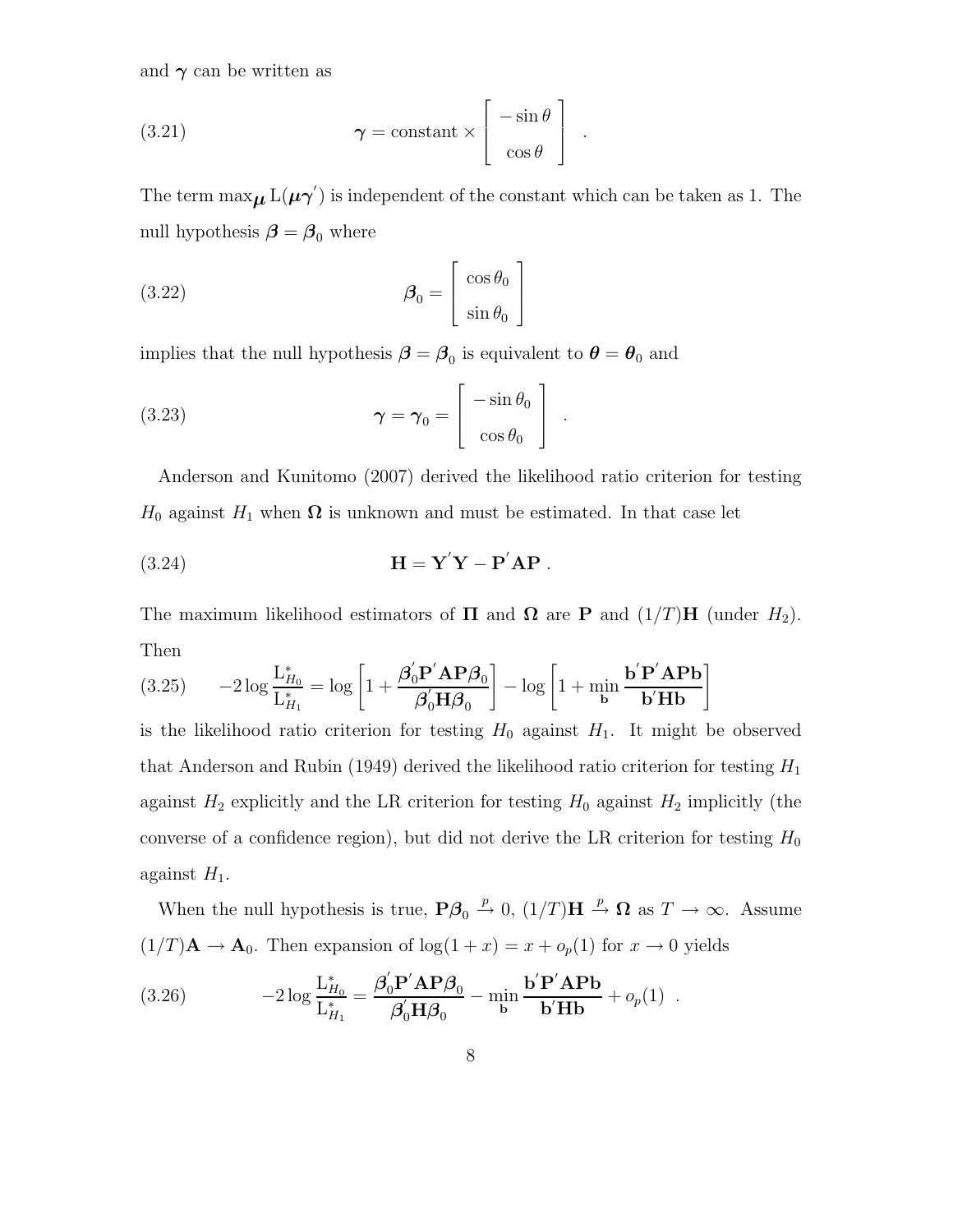and $\boldsymbol{\gamma}$ can be written as

$$\boldsymbol{\gamma} = \text{constant} \times \begin{bmatrix} -\sin\theta \\ \cos\theta \end{bmatrix} \quad . \tag{3.21}$$

The term $\max_{\boldsymbol{\mu}} \mathrm{L}(\boldsymbol{\mu}\boldsymbol{\gamma}')$ is independent of the constant which can be taken as 1. The null hypothesis $\boldsymbol{\beta} = \boldsymbol{\beta}_0$ where

$$\boldsymbol{\beta}_0 = \begin{bmatrix} \cos\theta_0 \\ \sin\theta_0 \end{bmatrix} \tag{3.22}$$

implies that the null hypothesis $\boldsymbol{\beta} = \boldsymbol{\beta}_0$ is equivalent to $\boldsymbol{\theta} = \boldsymbol{\theta}_0$ and

$$\boldsymbol{\gamma} = \boldsymbol{\gamma}_0 = \begin{bmatrix} -\sin\theta_0 \\ \cos\theta_0 \end{bmatrix} \quad . \tag{3.23}$$

Anderson and Kunitomo (2007) derived the likelihood ratio criterion for testing $H_0$ against $H_1$ when $\boldsymbol{\Omega}$ is unknown and must be estimated. In that case let

$$\mathbf{H} = \mathbf{Y}'\mathbf{Y} - \mathbf{P}'\mathbf{A}\mathbf{P} \; . \tag{3.24}$$

The maximum likelihood estimators of $\boldsymbol{\Pi}$ and $\boldsymbol{\Omega}$ are $\mathbf{P}$ and $(1/T)\mathbf{H}$ (under $H_2$). Then

$$-2\log\frac{\mathrm{L}^*_{H_0}}{\mathrm{L}^*_{H_1}} = \log\left[1 + \frac{\boldsymbol{\beta}_0'\mathbf{P}'\mathbf{A}\mathbf{P}\boldsymbol{\beta}_0}{\boldsymbol{\beta}_0'\mathbf{H}\boldsymbol{\beta}_0}\right] - \log\left[1 + \min_{\mathbf{b}}\frac{\mathbf{b}'\mathbf{P}'\mathbf{A}\mathbf{P}\mathbf{b}}{\mathbf{b}'\mathbf{H}\mathbf{b}}\right] \tag{3.25}$$

is the likelihood ratio criterion for testing $H_0$ against $H_1$. It might be observed that Anderson and Rubin (1949) derived the likelihood ratio criterion for testing $H_1$ against $H_2$ explicitly and the LR criterion for testing $H_0$ against $H_2$ implicitly (the converse of a confidence region), but did not derive the LR criterion for testing $H_0$ against $H_1$.

When the null hypothesis is true, $\mathbf{P}\boldsymbol{\beta}_0 \xrightarrow{p} 0$, $(1/T)\mathbf{H} \xrightarrow{p} \boldsymbol{\Omega}$ as $T \to \infty$. Assume $(1/T)\mathbf{A} \to \mathbf{A}_0$. Then expansion of $\log(1+x) = x + o_p(1)$ for $x \to 0$ yields

$$-2\log\frac{\mathrm{L}^*_{H_0}}{\mathrm{L}^*_{H_1}} = \frac{\boldsymbol{\beta}_0'\mathbf{P}'\mathbf{A}\mathbf{P}\boldsymbol{\beta}_0}{\boldsymbol{\beta}_0'\mathbf{H}\boldsymbol{\beta}_0} - \min_{\mathbf{b}}\frac{\mathbf{b}'\mathbf{P}'\mathbf{A}\mathbf{P}\mathbf{b}}{\mathbf{b}'\mathbf{H}\mathbf{b}} + o_p(1) \quad . \tag{3.26}$$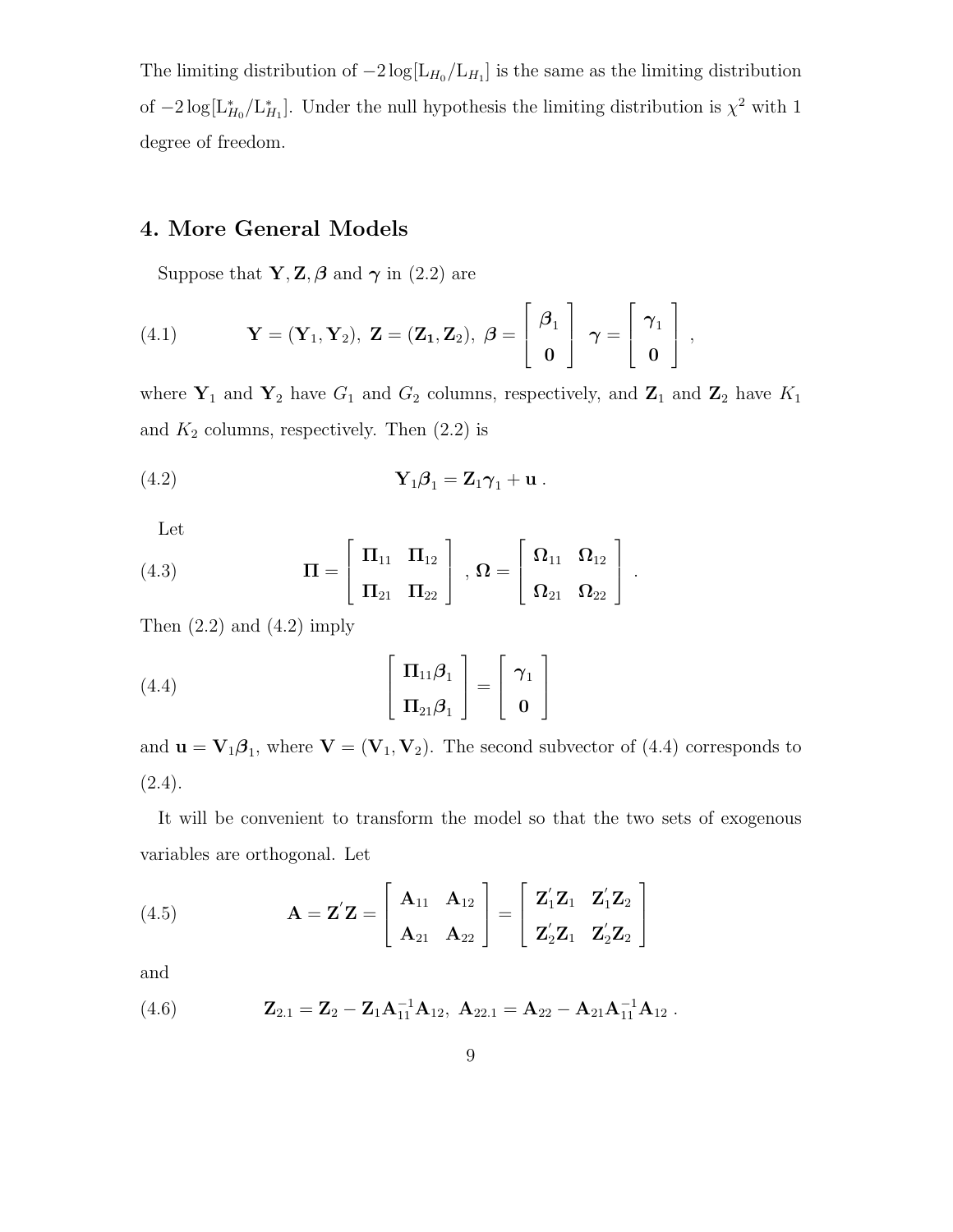The limiting distribution of $-2\log[\mathrm{L}_{H_0}/\mathrm{L}_{H_1}]$ is the same as the limiting distribution of $-2\log[\mathrm{L}^*_{H_0}/\mathrm{L}^*_{H_1}]$. Under the null hypothesis the limiting distribution is $\chi^2$ with 1 degree of freedom.

## 4. More General Models

Suppose that $\mathbf{Y}, \mathbf{Z}, \boldsymbol{\beta}$ and $\boldsymbol{\gamma}$ in (2.2) are

$$
\mathbf{Y} = (\mathbf{Y}_1, \mathbf{Y}_2),\ \mathbf{Z} = (\mathbf{Z_1}, \mathbf{Z}_2),\ \boldsymbol{\beta} = \begin{bmatrix} \boldsymbol{\beta}_1 \\ \mathbf{0} \end{bmatrix}\ \boldsymbol{\gamma} = \begin{bmatrix} \boldsymbol{\gamma}_1 \\ \mathbf{0} \end{bmatrix}, \tag{4.1}
$$

where $\mathbf{Y}_1$ and $\mathbf{Y}_2$ have $G_1$ and $G_2$ columns, respectively, and $\mathbf{Z}_1$ and $\mathbf{Z}_2$ have $K_1$ and $K_2$ columns, respectively. Then (2.2) is

$$
\mathbf{Y}_1\boldsymbol{\beta}_1 = \mathbf{Z}_1\boldsymbol{\gamma}_1 + \mathbf{u}\,. \tag{4.2}
$$

Let

$$
\boldsymbol{\Pi} = \begin{bmatrix} \boldsymbol{\Pi}_{11} & \boldsymbol{\Pi}_{12} \\ \boldsymbol{\Pi}_{21} & \boldsymbol{\Pi}_{22} \end{bmatrix},\ \boldsymbol{\Omega} = \begin{bmatrix} \boldsymbol{\Omega}_{11} & \boldsymbol{\Omega}_{12} \\ \boldsymbol{\Omega}_{21} & \boldsymbol{\Omega}_{22} \end{bmatrix}. \tag{4.3}
$$

Then (2.2) and (4.2) imply

$$
\begin{bmatrix} \boldsymbol{\Pi}_{11}\boldsymbol{\beta}_1 \\ \boldsymbol{\Pi}_{21}\boldsymbol{\beta}_1 \end{bmatrix} = \begin{bmatrix} \boldsymbol{\gamma}_1 \\ \mathbf{0} \end{bmatrix} \tag{4.4}
$$

and $\mathbf{u} = \mathbf{V}_1\boldsymbol{\beta}_1$, where $\mathbf{V} = (\mathbf{V}_1, \mathbf{V}_2)$. The second subvector of (4.4) corresponds to (2.4).

It will be convenient to transform the model so that the two sets of exogenous variables are orthogonal. Let

$$
\mathbf{A} = \mathbf{Z}'\mathbf{Z} = \begin{bmatrix} \mathbf{A}_{11} & \mathbf{A}_{12} \\ \mathbf{A}_{21} & \mathbf{A}_{22} \end{bmatrix} = \begin{bmatrix} \mathbf{Z}_1'\mathbf{Z}_1 & \mathbf{Z}_1'\mathbf{Z}_2 \\ \mathbf{Z}_2'\mathbf{Z}_1 & \mathbf{Z}_2'\mathbf{Z}_2 \end{bmatrix} \tag{4.5}
$$

and

$$
\mathbf{Z}_{2.1} = \mathbf{Z}_2 - \mathbf{Z}_1\mathbf{A}_{11}^{-1}\mathbf{A}_{12},\ \mathbf{A}_{22.1} = \mathbf{A}_{22} - \mathbf{A}_{21}\mathbf{A}_{11}^{-1}\mathbf{A}_{12}\,. \tag{4.6}
$$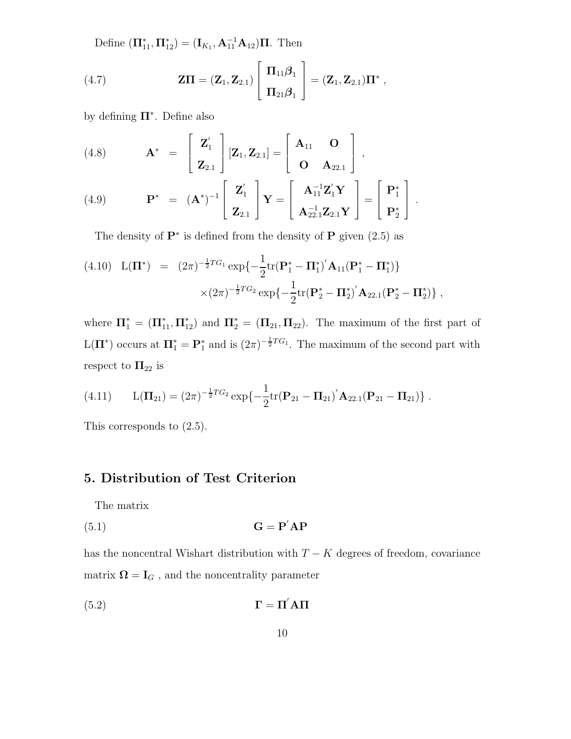Define $(\mathbf{\Pi}_{11}^*, \mathbf{\Pi}_{12}^*) = (\mathbf{I}_{K_1}, \mathbf{A}_{11}^{-1}\mathbf{A}_{12})\mathbf{\Pi}$. Then

$$
\mathbf{Z\Pi} = (\mathbf{Z}_1, \mathbf{Z}_{2.1}) \begin{bmatrix} \mathbf{\Pi}_{11}\boldsymbol{\beta}_1 \\ \mathbf{\Pi}_{21}\boldsymbol{\beta}_1 \end{bmatrix} = (\mathbf{Z}_1, \mathbf{Z}_{2.1})\mathbf{\Pi}^* \ , \tag{4.7}
$$

by defining $\mathbf{\Pi}^*$. Define also

$$
\mathbf{A}^* = \begin{bmatrix} \mathbf{Z}_1^{'} \\ \mathbf{Z}_{2.1} \end{bmatrix} [\mathbf{Z}_1, \mathbf{Z}_{2.1}] = \begin{bmatrix} \mathbf{A}_{11} & \mathbf{O} \\ \mathbf{O} & \mathbf{A}_{22.1} \end{bmatrix} , \tag{4.8}
$$

$$
\mathbf{P}^* = (\mathbf{A}^*)^{-1} \begin{bmatrix} \mathbf{Z}_1^{'} \\ \mathbf{Z}_{2.1} \end{bmatrix} \mathbf{Y} = \begin{bmatrix} \mathbf{A}_{11}^{-1}\mathbf{Z}_1^{'}\mathbf{Y} \\ \mathbf{A}_{22.1}^{-1}\mathbf{Z}_{2.1}\mathbf{Y} \end{bmatrix} = \begin{bmatrix} \mathbf{P}_1^* \\ \mathbf{P}_2^* \end{bmatrix} . \tag{4.9}
$$

The density of $\mathbf{P}^*$ is defined from the density of $\mathbf{P}$ given (2.5) as

$$
\begin{aligned}
\mathrm{L}(\mathbf{\Pi}^*) &= (2\pi)^{-\frac{1}{2}TG_1} \exp\{-\frac{1}{2}\mathrm{tr}(\mathbf{P}_1^* - \mathbf{\Pi}_1^*)^{'}\mathbf{A}_{11}(\mathbf{P}_1^* - \mathbf{\Pi}_1^*)\} \\
&\quad \times (2\pi)^{-\frac{1}{2}TG_2} \exp\{-\frac{1}{2}\mathrm{tr}(\mathbf{P}_2^* - \mathbf{\Pi}_2^*)^{'}\mathbf{A}_{22.1}(\mathbf{P}_2^* - \mathbf{\Pi}_2^*)\} \ ,
\end{aligned} \tag{4.10}
$$

where $\mathbf{\Pi}_1^* = (\mathbf{\Pi}_{11}^*, \mathbf{\Pi}_{12}^*)$ and $\mathbf{\Pi}_2^* = (\mathbf{\Pi}_{21}, \mathbf{\Pi}_{22})$. The maximum of the first part of $\mathrm{L}(\mathbf{\Pi}^*)$ occurs at $\mathbf{\Pi}_1^* = \mathbf{P}_1^*$ and is $(2\pi)^{-\frac{1}{2}TG_1}$. The maximum of the second part with respect to $\mathbf{\Pi}_{22}$ is

$$
\mathrm{L}(\mathbf{\Pi}_{21}) = (2\pi)^{-\frac{1}{2}TG_2} \exp\{-\frac{1}{2}\mathrm{tr}(\mathbf{P}_{21} - \mathbf{\Pi}_{21})^{'}\mathbf{A}_{22.1}(\mathbf{P}_{21} - \mathbf{\Pi}_{21})\} \ . \tag{4.11}
$$

This corresponds to (2.5).

## 5. Distribution of Test Criterion

The matrix

$$
\mathbf{G} = \mathbf{P}^{'}\mathbf{A}\mathbf{P} \tag{5.1}
$$

has the noncentral Wishart distribution with $T - K$ degrees of freedom, covariance matrix $\mathbf{\Omega} = \mathbf{I}_G$ , and the noncentrality parameter

$$
\mathbf{\Gamma} = \mathbf{\Pi}^{'}\mathbf{A}\mathbf{\Pi} \tag{5.2}
$$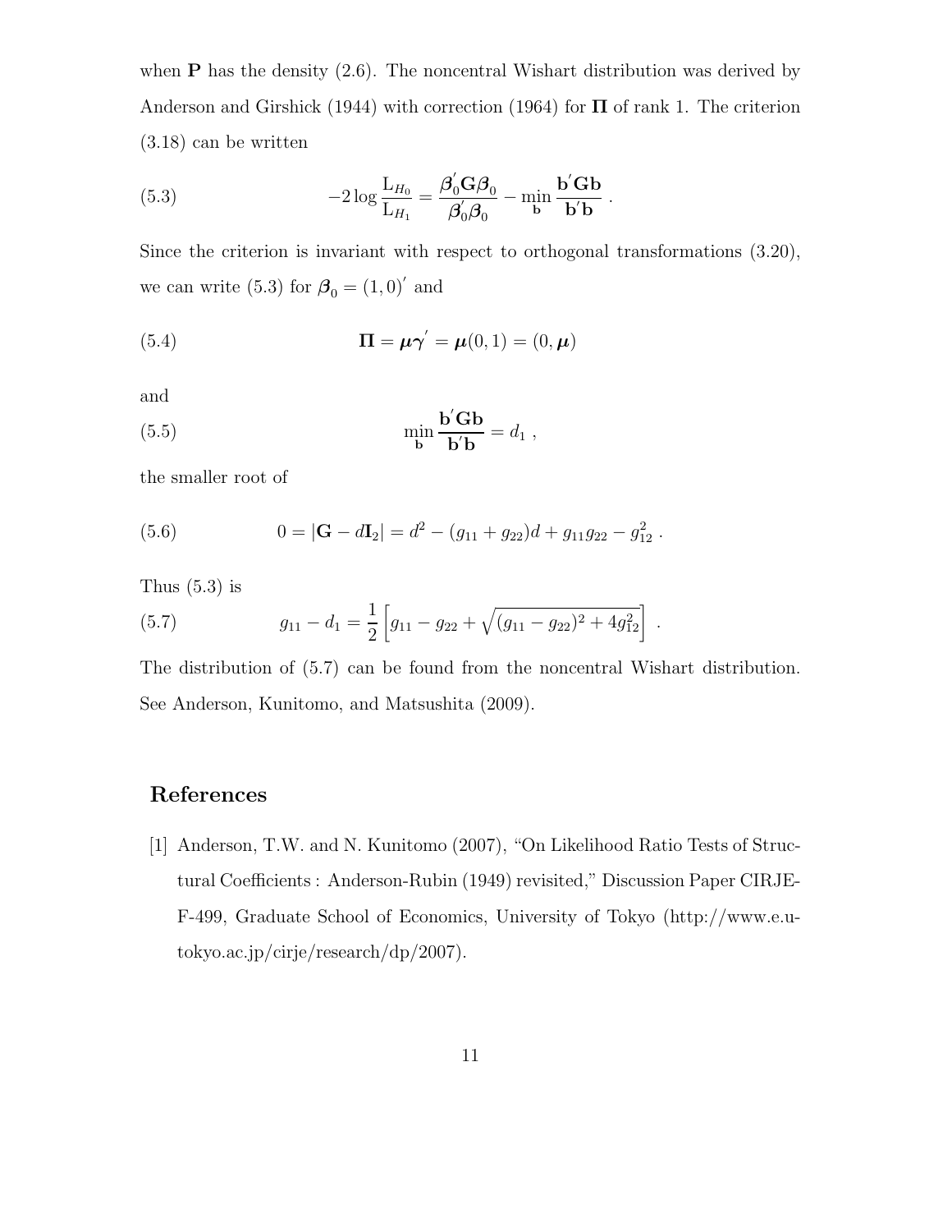when $\mathbf{P}$ has the density (2.6). The noncentral Wishart distribution was derived by Anderson and Girshick (1944) with correction (1964) for $\mathbf{\Pi}$ of rank 1. The criterion (3.18) can be written

$$
-2 \log \frac{\mathrm{L}_{H_0}}{\mathrm{L}_{H_1}} = \frac{\boldsymbol{\beta}_0' \mathbf{G} \boldsymbol{\beta}_0}{\boldsymbol{\beta}_0' \boldsymbol{\beta}_0} - \min_{\mathbf{b}} \frac{\mathbf{b}' \mathbf{G} \mathbf{b}}{\mathbf{b}' \mathbf{b}} \ . \tag{5.3}
$$

Since the criterion is invariant with respect to orthogonal transformations (3.20), we can write (5.3) for $\boldsymbol{\beta}_0 = (1, 0)'$ and

$$
\mathbf{\Pi} = \boldsymbol{\mu} \boldsymbol{\gamma}' = \boldsymbol{\mu}(0, 1) = (0, \boldsymbol{\mu}) \tag{5.4}
$$

and

$$
\min_{\mathbf{b}} \frac{\mathbf{b}' \mathbf{G} \mathbf{b}}{\mathbf{b}' \mathbf{b}} = d_1 \ , \tag{5.5}
$$

the smaller root of

$$
0 = |\mathbf{G} - d\mathbf{I}_2| = d^2 - (g_{11} + g_{22})d + g_{11} g_{22} - g_{12}^2 \ . \tag{5.6}
$$

Thus (5.3) is

$$
g_{11} - d_1 = \frac{1}{2} \left[ g_{11} - g_{22} + \sqrt{(g_{11} - g_{22})^2 + 4 g_{12}^2} \right] \ . \tag{5.7}
$$

The distribution of (5.7) can be found from the noncentral Wishart distribution. See Anderson, Kunitomo, and Matsushita (2009).

## References

[1] Anderson, T.W. and N. Kunitomo (2007), "On Likelihood Ratio Tests of Structural Coefficients : Anderson-Rubin (1949) revisited," Discussion Paper CIRJE-F-499, Graduate School of Economics, University of Tokyo (http://www.e.u-tokyo.ac.jp/cirje/research/dp/2007).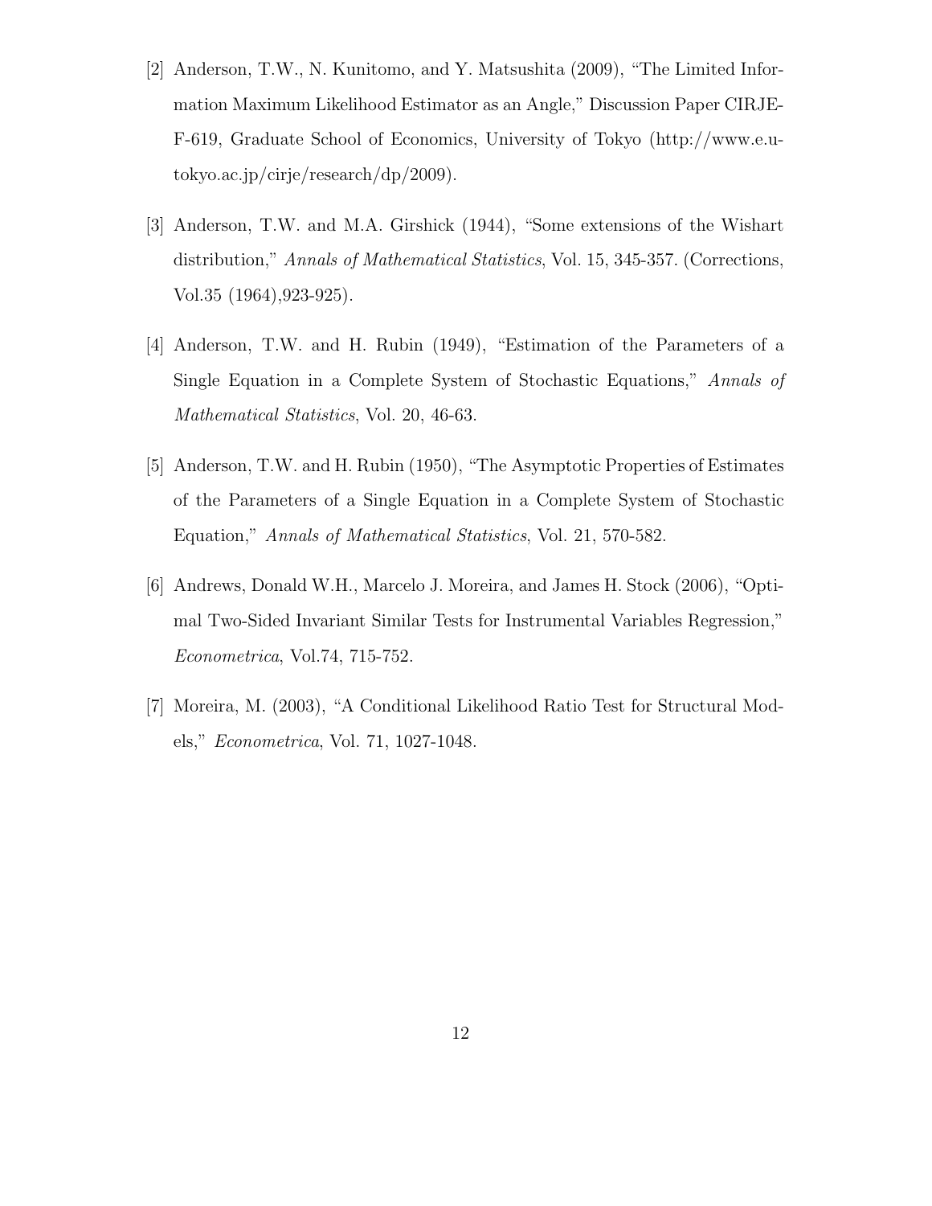[2] Anderson, T.W., N. Kunitomo, and Y. Matsushita (2009), "The Limited Information Maximum Likelihood Estimator as an Angle," Discussion Paper CIRJE-F-619, Graduate School of Economics, University of Tokyo (http://www.e.u-tokyo.ac.jp/cirje/research/dp/2009).

[3] Anderson, T.W. and M.A. Girshick (1944), "Some extensions of the Wishart distribution," *Annals of Mathematical Statistics*, Vol. 15, 345-357. (Corrections, Vol.35 (1964),923-925).

[4] Anderson, T.W. and H. Rubin (1949), "Estimation of the Parameters of a Single Equation in a Complete System of Stochastic Equations," *Annals of Mathematical Statistics*, Vol. 20, 46-63.

[5] Anderson, T.W. and H. Rubin (1950), "The Asymptotic Properties of Estimates of the Parameters of a Single Equation in a Complete System of Stochastic Equation," *Annals of Mathematical Statistics*, Vol. 21, 570-582.

[6] Andrews, Donald W.H., Marcelo J. Moreira, and James H. Stock (2006), "Optimal Two-Sided Invariant Similar Tests for Instrumental Variables Regression," *Econometrica*, Vol.74, 715-752.

[7] Moreira, M. (2003), "A Conditional Likelihood Ratio Test for Structural Models," *Econometrica*, Vol. 71, 1027-1048.